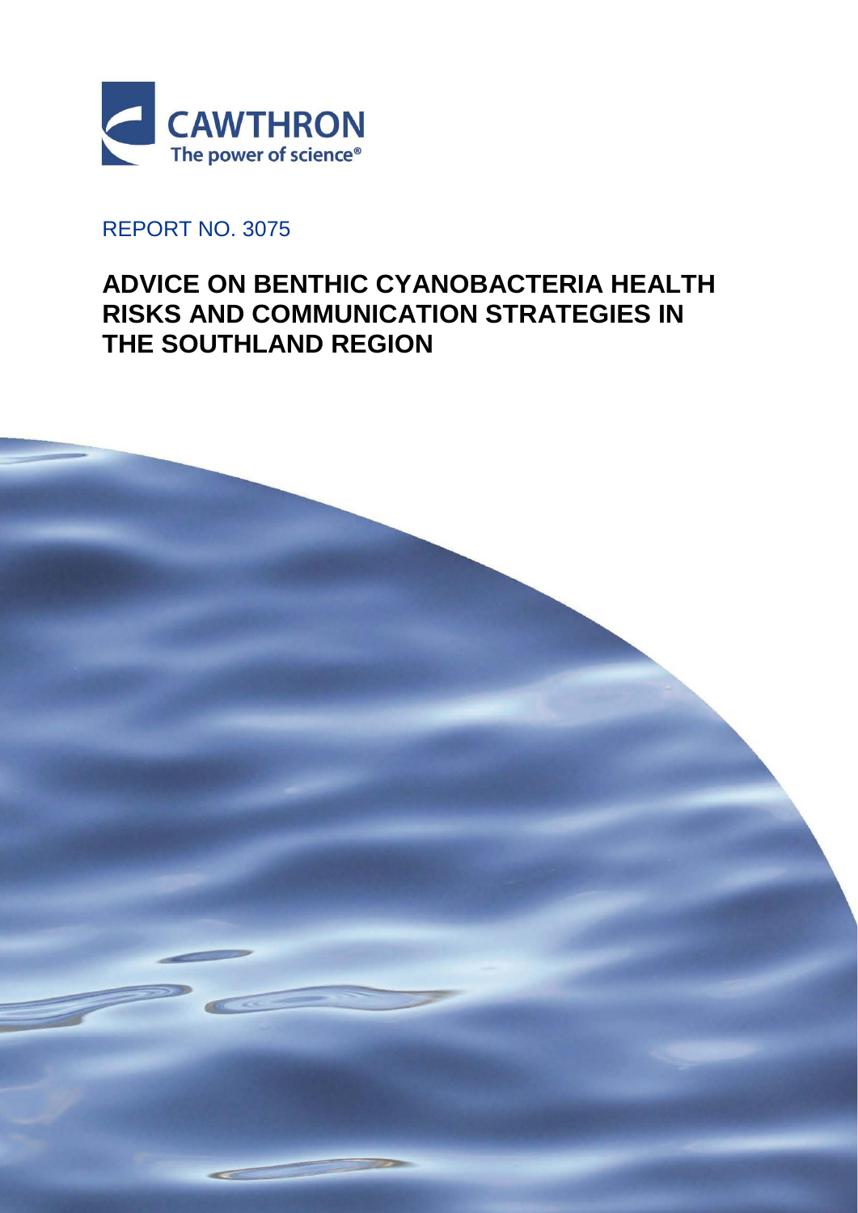CAWTHRON

The power of science®

REPORT NO. 3075

# ADVICE ON BENTHIC CYANOBACTERIA HEALTH RISKS AND COMMUNICATION STRATEGIES IN THE SOUTHLAND REGION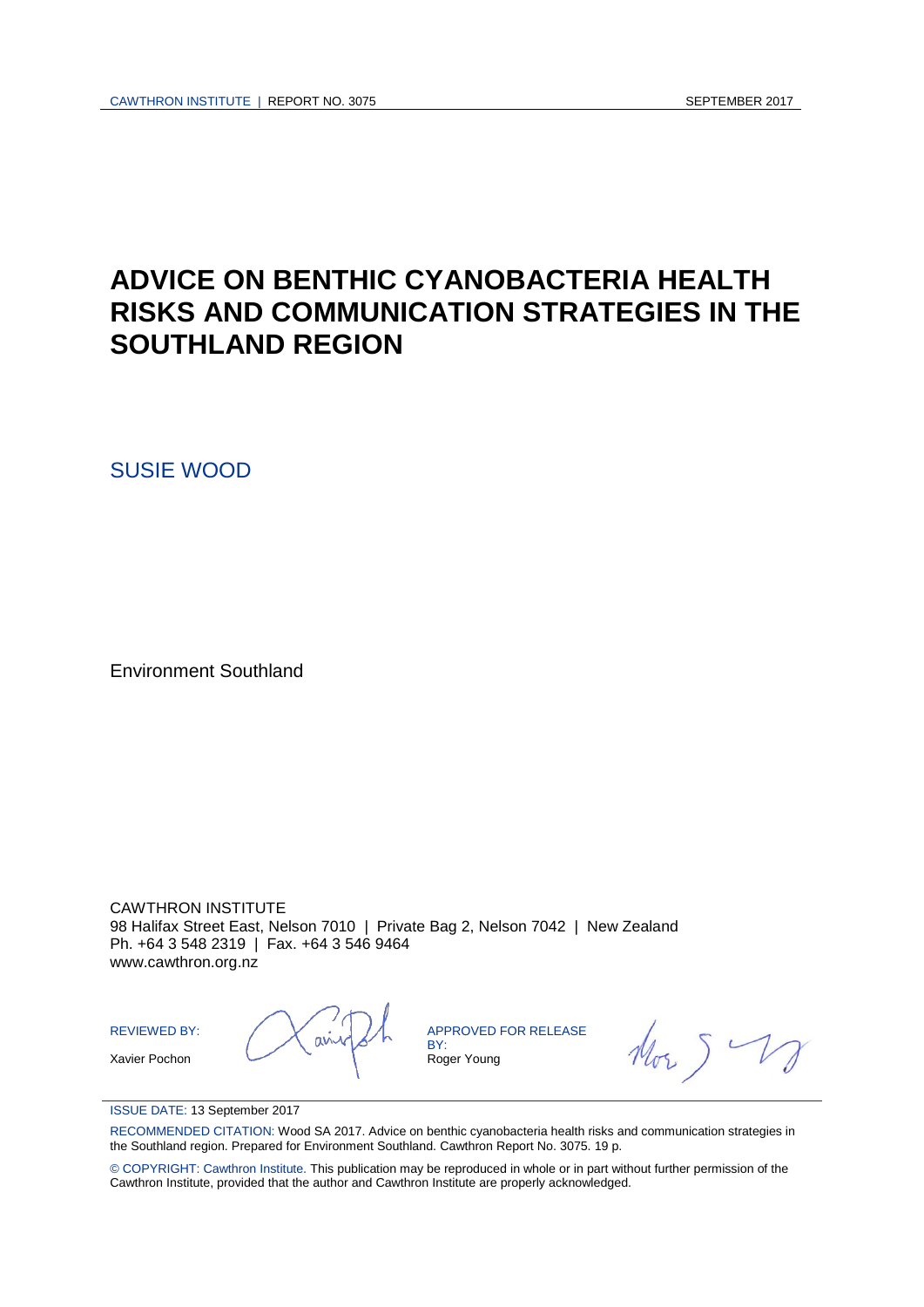# ADVICE ON BENTHIC CYANOBACTERIA HEALTH RISKS AND COMMUNICATION STRATEGIES IN THE SOUTHLAND REGION

SUSIE WOOD

Environment Southland

CAWTHRON INSTITUTE
98 Halifax Street East, Nelson 7010 | Private Bag 2, Nelson 7042 | New Zealand
Ph. +64 3 548 2319 | Fax. +64 3 546 9464
www.cawthron.org.nz

REVIEWED BY:
Xavier Pochon

APPROVED FOR RELEASE BY:
Roger Young

ISSUE DATE: 13 September 2017

RECOMMENDED CITATION: Wood SA 2017. Advice on benthic cyanobacteria health risks and communication strategies in the Southland region. Prepared for Environment Southland. Cawthron Report No. 3075. 19 p.

© COPYRIGHT: Cawthron Institute. This publication may be reproduced in whole or in part without further permission of the Cawthron Institute, provided that the author and Cawthron Institute are properly acknowledged.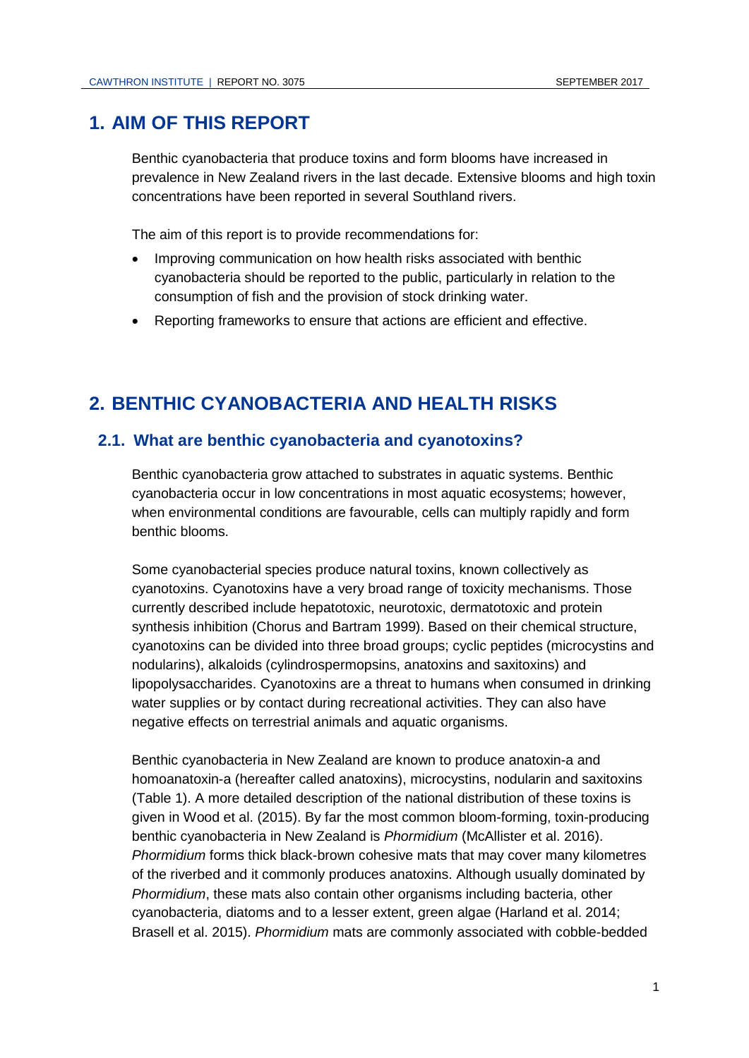# 1. AIM OF THIS REPORT

Benthic cyanobacteria that produce toxins and form blooms have increased in prevalence in New Zealand rivers in the last decade. Extensive blooms and high toxin concentrations have been reported in several Southland rivers.

The aim of this report is to provide recommendations for:

- Improving communication on how health risks associated with benthic cyanobacteria should be reported to the public, particularly in relation to the consumption of fish and the provision of stock drinking water.
- Reporting frameworks to ensure that actions are efficient and effective.

# 2. BENTHIC CYANOBACTERIA AND HEALTH RISKS

## 2.1. What are benthic cyanobacteria and cyanotoxins?

Benthic cyanobacteria grow attached to substrates in aquatic systems. Benthic cyanobacteria occur in low concentrations in most aquatic ecosystems; however, when environmental conditions are favourable, cells can multiply rapidly and form benthic blooms.

Some cyanobacterial species produce natural toxins, known collectively as cyanotoxins. Cyanotoxins have a very broad range of toxicity mechanisms. Those currently described include hepatotoxic, neurotoxic, dermatotoxic and protein synthesis inhibition (Chorus and Bartram 1999). Based on their chemical structure, cyanotoxins can be divided into three broad groups; cyclic peptides (microcystins and nodularins), alkaloids (cylindrospermopsins, anatoxins and saxitoxins) and lipopolysaccharides. Cyanotoxins are a threat to humans when consumed in drinking water supplies or by contact during recreational activities. They can also have negative effects on terrestrial animals and aquatic organisms.

Benthic cyanobacteria in New Zealand are known to produce anatoxin-a and homoanatoxin-a (hereafter called anatoxins), microcystins, nodularin and saxitoxins (Table 1). A more detailed description of the national distribution of these toxins is given in Wood et al. (2015). By far the most common bloom-forming, toxin-producing benthic cyanobacteria in New Zealand is *Phormidium* (McAllister et al. 2016). *Phormidium* forms thick black-brown cohesive mats that may cover many kilometres of the riverbed and it commonly produces anatoxins. Although usually dominated by *Phormidium*, these mats also contain other organisms including bacteria, other cyanobacteria, diatoms and to a lesser extent, green algae (Harland et al. 2014; Brasell et al. 2015). *Phormidium* mats are commonly associated with cobble-bedded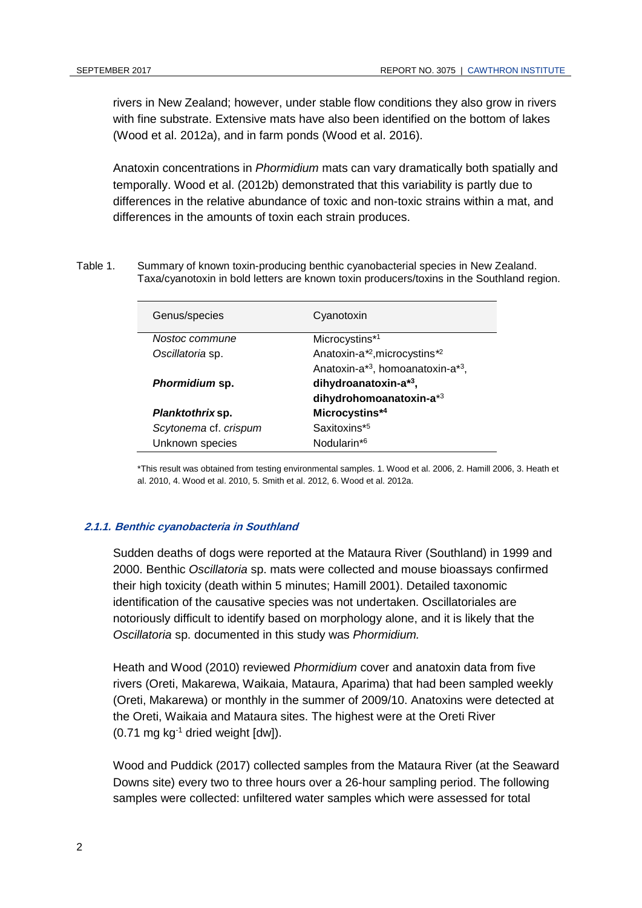rivers in New Zealand; however, under stable flow conditions they also grow in rivers with fine substrate. Extensive mats have also been identified on the bottom of lakes (Wood et al. 2012a), and in farm ponds (Wood et al. 2016).

Anatoxin concentrations in *Phormidium* mats can vary dramatically both spatially and temporally. Wood et al. (2012b) demonstrated that this variability is partly due to differences in the relative abundance of toxic and non-toxic strains within a mat, and differences in the amounts of toxin each strain produces.

Table 1. Summary of known toxin-producing benthic cyanobacterial species in New Zealand. Taxa/cyanotoxin in bold letters are known toxin producers/toxins in the Southland region.

| Genus/species | Cyanotoxin |
|---|---|
| *Nostoc commune* | Microcystins*[1] |
| *Oscillatoria* sp. | Anatoxin-a*[2], microcystins*[2] |
| ***Phormidium* sp.** | Anatoxin-a*[3], homoanatoxin-a*[3], **dihydroanatoxin-a*[3], dihydrohomoanatoxin-a*[3]** |
| ***Planktothrix* sp.** | **Microcystins*[4]** |
| *Scytonema* cf. *crispum* | Saxitoxins*[5] |
| Unknown species | Nodularin*[6] |

*This result was obtained from testing environmental samples. 1. Wood et al. 2006, 2. Hamill 2006, 3. Heath et al. 2010, 4. Wood et al. 2010, 5. Smith et al. 2012, 6. Wood et al. 2012a.

#### 2.1.1. Benthic cyanobacteria in Southland

Sudden deaths of dogs were reported at the Mataura River (Southland) in 1999 and 2000. Benthic *Oscillatoria* sp. mats were collected and mouse bioassays confirmed their high toxicity (death within 5 minutes; Hamill 2001). Detailed taxonomic identification of the causative species was not undertaken. Oscillatoriales are notoriously difficult to identify based on morphology alone, and it is likely that the *Oscillatoria* sp. documented in this study was *Phormidium.*

Heath and Wood (2010) reviewed *Phormidium* cover and anatoxin data from five rivers (Oreti, Makarewa, Waikaia, Mataura, Aparima) that had been sampled weekly (Oreti, Makarewa) or monthly in the summer of 2009/10. Anatoxins were detected at the Oreti, Waikaia and Mataura sites. The highest were at the Oreti River (0.71 mg $kg^{-1}$ dried weight [dw]).

Wood and Puddick (2017) collected samples from the Mataura River (at the Seaward Downs site) every two to three hours over a 26-hour sampling period. The following samples were collected: unfiltered water samples which were assessed for total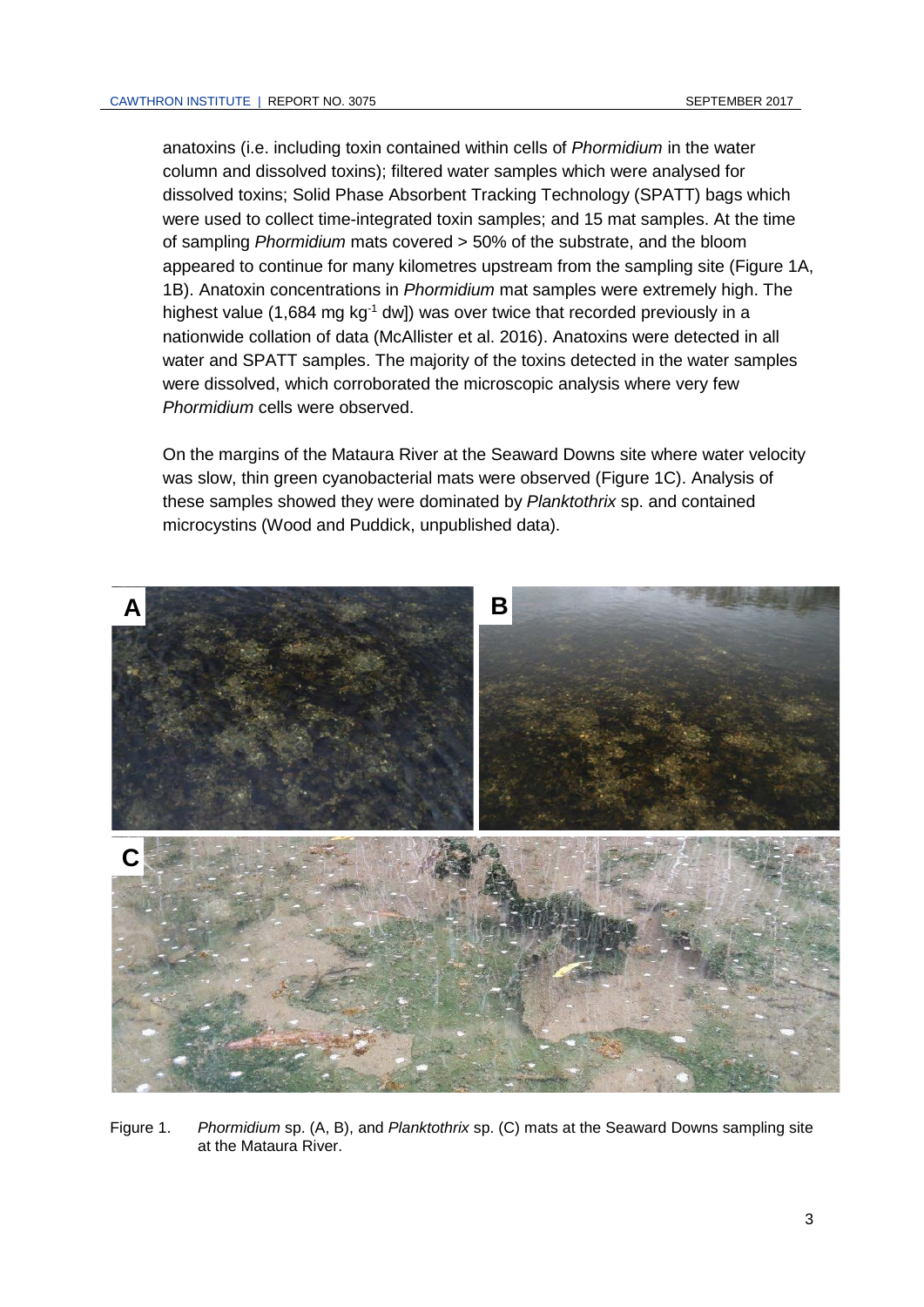anatoxins (i.e. including toxin contained within cells of *Phormidium* in the water column and dissolved toxins); filtered water samples which were analysed for dissolved toxins; Solid Phase Absorbent Tracking Technology (SPATT) bags which were used to collect time-integrated toxin samples; and 15 mat samples. At the time of sampling *Phormidium* mats covered > 50% of the substrate, and the bloom appeared to continue for many kilometres upstream from the sampling site (Figure 1A, 1B). Anatoxin concentrations in *Phormidium* mat samples were extremely high. The highest value (1,684 mg $kg^{-1}$ dw]) was over twice that recorded previously in a nationwide collation of data (McAllister et al. 2016). Anatoxins were detected in all water and SPATT samples. The majority of the toxins detected in the water samples were dissolved, which corroborated the microscopic analysis where very few *Phormidium* cells were observed.

On the margins of the Mataura River at the Seaward Downs site where water velocity was slow, thin green cyanobacterial mats were observed (Figure 1C). Analysis of these samples showed they were dominated by *Planktothrix* sp. and contained microcystins (Wood and Puddick, unpublished data).

Figure 1. *Phormidium* sp. (A, B), and *Planktothrix* sp. (C) mats at the Seaward Downs sampling site at the Mataura River.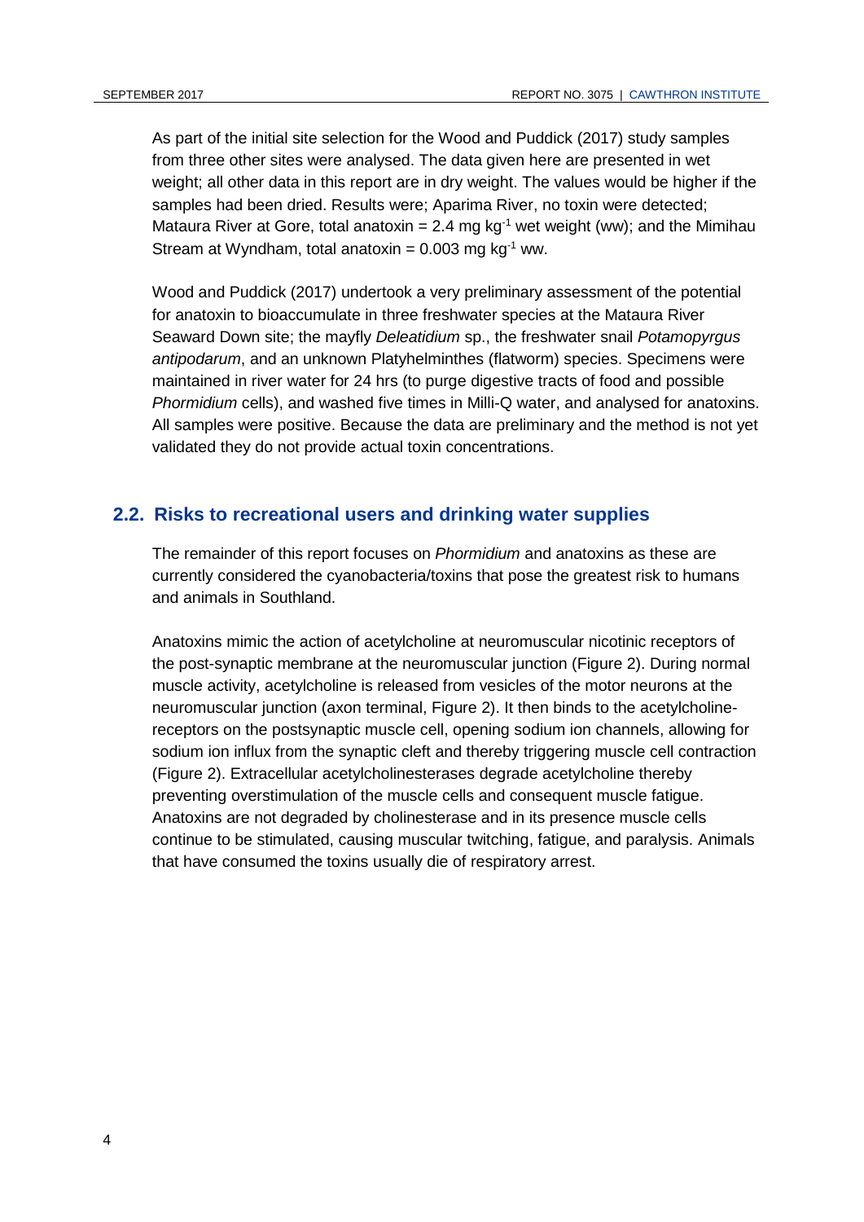As part of the initial site selection for the Wood and Puddick (2017) study samples from three other sites were analysed. The data given here are presented in wet weight; all other data in this report are in dry weight. The values would be higher if the samples had been dried. Results were; Aparima River, no toxin were detected; Mataura River at Gore, total anatoxin = 2.4 mg $kg^{-1}$ wet weight (ww); and the Mimihau Stream at Wyndham, total anatoxin = 0.003 mg $kg^{-1}$ ww.

Wood and Puddick (2017) undertook a very preliminary assessment of the potential for anatoxin to bioaccumulate in three freshwater species at the Mataura River Seaward Down site; the mayfly *Deleatidium* sp., the freshwater snail *Potamopyrgus antipodarum*, and an unknown Platyhelminthes (flatworm) species. Specimens were maintained in river water for 24 hrs (to purge digestive tracts of food and possible *Phormidium* cells), and washed five times in Milli-Q water, and analysed for anatoxins. All samples were positive. Because the data are preliminary and the method is not yet validated they do not provide actual toxin concentrations.

## 2.2. Risks to recreational users and drinking water supplies

The remainder of this report focuses on *Phormidium* and anatoxins as these are currently considered the cyanobacteria/toxins that pose the greatest risk to humans and animals in Southland.

Anatoxins mimic the action of acetylcholine at neuromuscular nicotinic receptors of the post-synaptic membrane at the neuromuscular junction (Figure 2). During normal muscle activity, acetylcholine is released from vesicles of the motor neurons at the neuromuscular junction (axon terminal, Figure 2). It then binds to the acetylcholine-receptors on the postsynaptic muscle cell, opening sodium ion channels, allowing for sodium ion influx from the synaptic cleft and thereby triggering muscle cell contraction (Figure 2). Extracellular acetylcholinesterases degrade acetylcholine thereby preventing overstimulation of the muscle cells and consequent muscle fatigue. Anatoxins are not degraded by cholinesterase and in its presence muscle cells continue to be stimulated, causing muscular twitching, fatigue, and paralysis. Animals that have consumed the toxins usually die of respiratory arrest.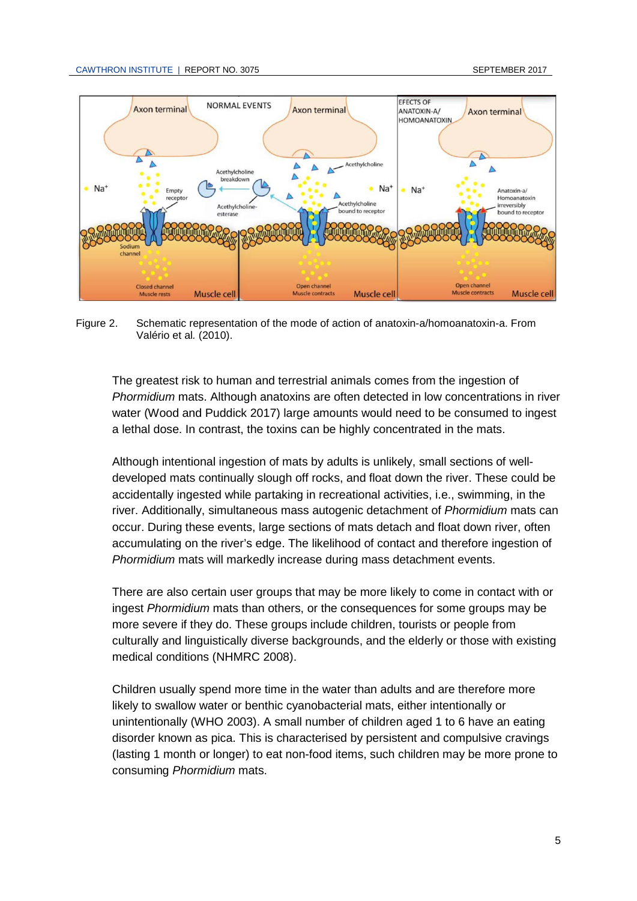Figure 2. Schematic representation of the mode of action of anatoxin-a/homoanatoxin-a. From Valério et al. (2010).

The greatest risk to human and terrestrial animals comes from the ingestion of *Phormidium* mats. Although anatoxins are often detected in low concentrations in river water (Wood and Puddick 2017) large amounts would need to be consumed to ingest a lethal dose. In contrast, the toxins can be highly concentrated in the mats.

Although intentional ingestion of mats by adults is unlikely, small sections of well-developed mats continually slough off rocks, and float down the river. These could be accidentally ingested while partaking in recreational activities, i.e., swimming, in the river. Additionally, simultaneous mass autogenic detachment of *Phormidium* mats can occur. During these events, large sections of mats detach and float down river, often accumulating on the river's edge. The likelihood of contact and therefore ingestion of *Phormidium* mats will markedly increase during mass detachment events.

There are also certain user groups that may be more likely to come in contact with or ingest *Phormidium* mats than others, or the consequences for some groups may be more severe if they do. These groups include children, tourists or people from culturally and linguistically diverse backgrounds, and the elderly or those with existing medical conditions (NHMRC 2008).

Children usually spend more time in the water than adults and are therefore more likely to swallow water or benthic cyanobacterial mats, either intentionally or unintentionally (WHO 2003). A small number of children aged 1 to 6 have an eating disorder known as pica. This is characterised by persistent and compulsive cravings (lasting 1 month or longer) to eat non-food items, such children may be more prone to consuming *Phormidium* mats.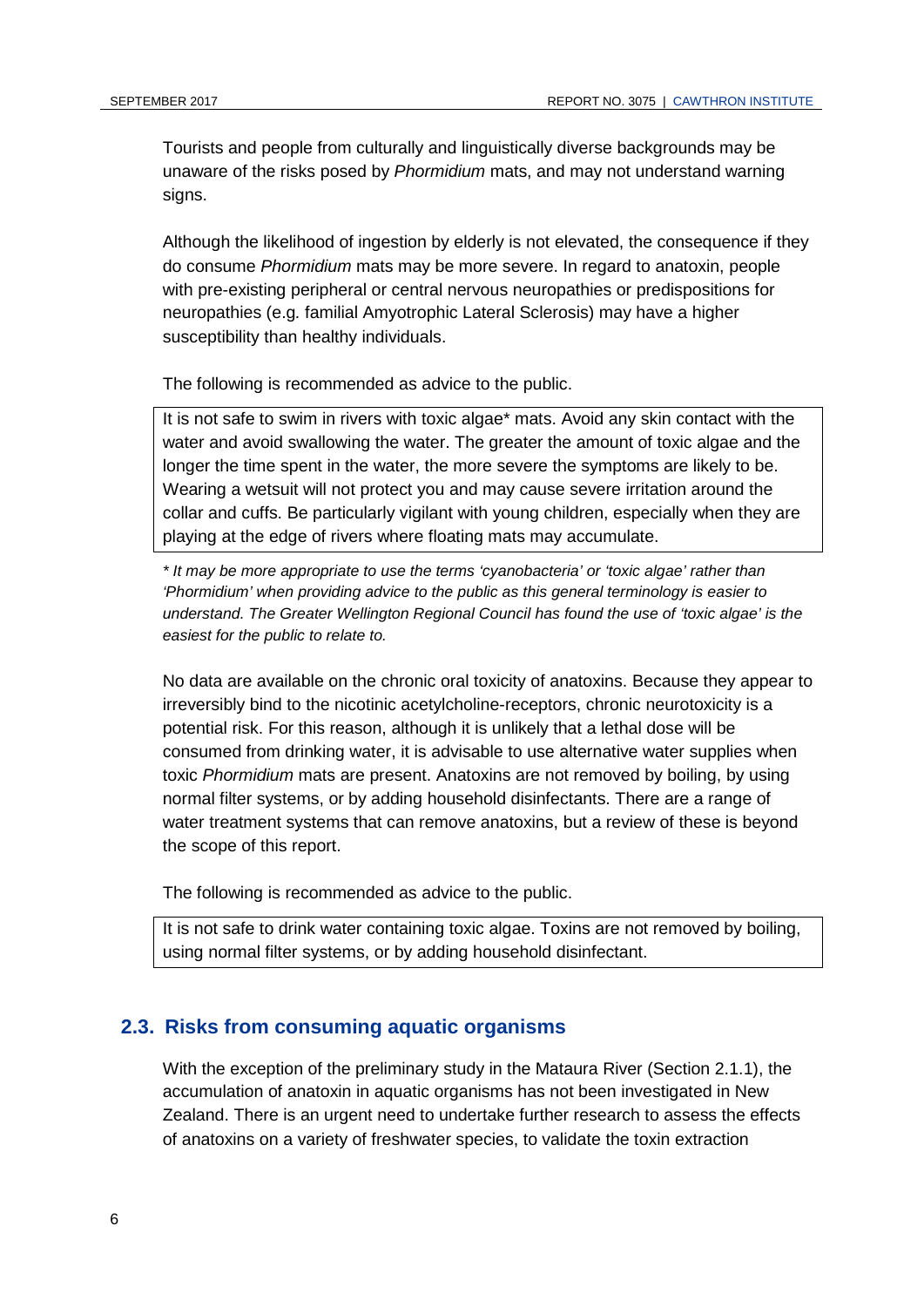Tourists and people from culturally and linguistically diverse backgrounds may be unaware of the risks posed by *Phormidium* mats, and may not understand warning signs.

Although the likelihood of ingestion by elderly is not elevated, the consequence if they do consume *Phormidium* mats may be more severe. In regard to anatoxin, people with pre-existing peripheral or central nervous neuropathies or predispositions for neuropathies (e.g. familial Amyotrophic Lateral Sclerosis) may have a higher susceptibility than healthy individuals.

The following is recommended as advice to the public.

> It is not safe to swim in rivers with toxic algae* mats. Avoid any skin contact with the water and avoid swallowing the water. The greater the amount of toxic algae and the longer the time spent in the water, the more severe the symptoms are likely to be. Wearing a wetsuit will not protect you and may cause severe irritation around the collar and cuffs. Be particularly vigilant with young children, especially when they are playing at the edge of rivers where floating mats may accumulate.

*\* It may be more appropriate to use the terms 'cyanobacteria' or 'toxic algae' rather than 'Phormidium' when providing advice to the public as this general terminology is easier to understand. The Greater Wellington Regional Council has found the use of 'toxic algae' is the easiest for the public to relate to.*

No data are available on the chronic oral toxicity of anatoxins. Because they appear to irreversibly bind to the nicotinic acetylcholine-receptors, chronic neurotoxicity is a potential risk. For this reason, although it is unlikely that a lethal dose will be consumed from drinking water, it is advisable to use alternative water supplies when toxic *Phormidium* mats are present. Anatoxins are not removed by boiling, by using normal filter systems, or by adding household disinfectants. There are a range of water treatment systems that can remove anatoxins, but a review of these is beyond the scope of this report.

The following is recommended as advice to the public.

> It is not safe to drink water containing toxic algae. Toxins are not removed by boiling, using normal filter systems, or by adding household disinfectant.

## 2.3. Risks from consuming aquatic organisms

With the exception of the preliminary study in the Mataura River (Section 2.1.1), the accumulation of anatoxin in aquatic organisms has not been investigated in New Zealand. There is an urgent need to undertake further research to assess the effects of anatoxins on a variety of freshwater species, to validate the toxin extraction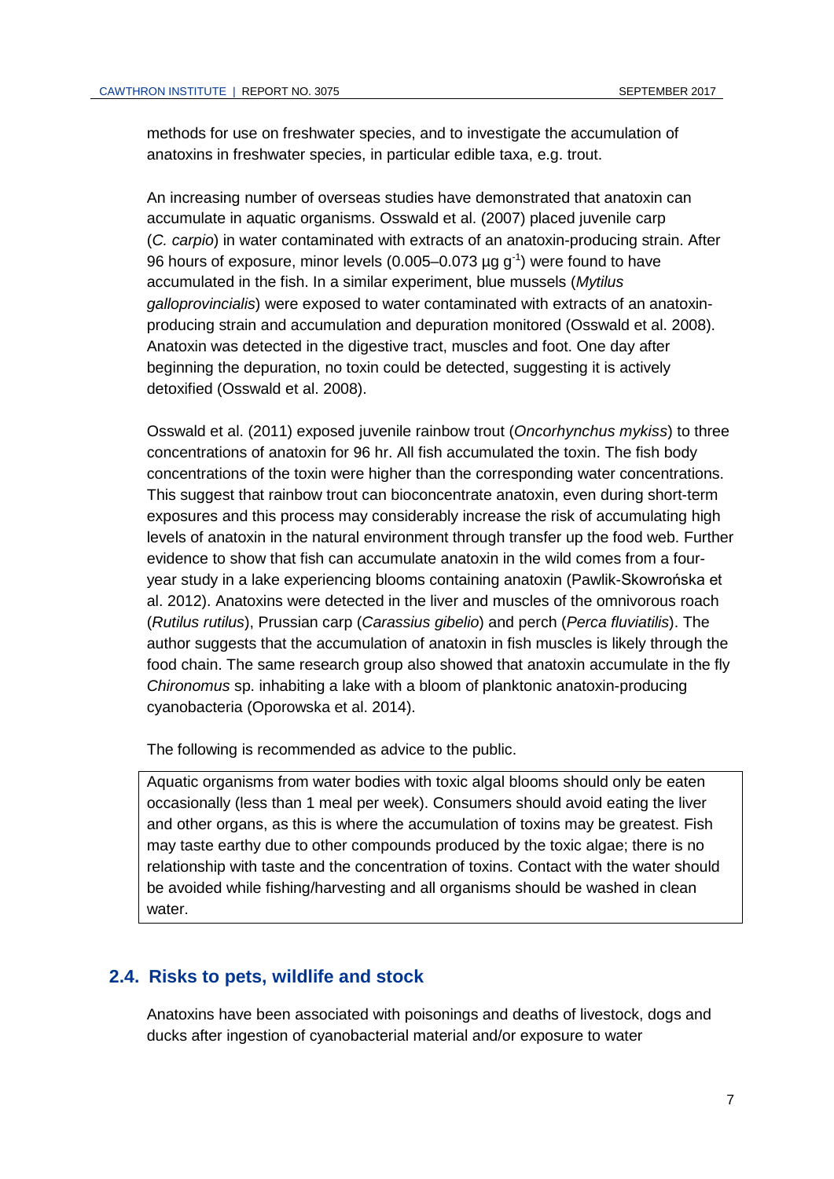methods for use on freshwater species, and to investigate the accumulation of anatoxins in freshwater species, in particular edible taxa, e.g. trout.

An increasing number of overseas studies have demonstrated that anatoxin can accumulate in aquatic organisms. Osswald et al. (2007) placed juvenile carp (*C. carpio*) in water contaminated with extracts of an anatoxin-producing strain. After 96 hours of exposure, minor levels (0.005–0.073 µg $g^{-1}$) were found to have accumulated in the fish. In a similar experiment, blue mussels (*Mytilus galloprovincialis*) were exposed to water contaminated with extracts of an anatoxin-producing strain and accumulation and depuration monitored (Osswald et al. 2008). Anatoxin was detected in the digestive tract, muscles and foot. One day after beginning the depuration, no toxin could be detected, suggesting it is actively detoxified (Osswald et al. 2008).

Osswald et al. (2011) exposed juvenile rainbow trout (*Oncorhynchus mykiss*) to three concentrations of anatoxin for 96 hr. All fish accumulated the toxin. The fish body concentrations of the toxin were higher than the corresponding water concentrations. This suggest that rainbow trout can bioconcentrate anatoxin, even during short-term exposures and this process may considerably increase the risk of accumulating high levels of anatoxin in the natural environment through transfer up the food web. Further evidence to show that fish can accumulate anatoxin in the wild comes from a four-year study in a lake experiencing blooms containing anatoxin (Pawlik-Skowrońska et al. 2012). Anatoxins were detected in the liver and muscles of the omnivorous roach (*Rutilus rutilus*), Prussian carp (*Carassius gibelio*) and perch (*Perca fluviatilis*). The author suggests that the accumulation of anatoxin in fish muscles is likely through the food chain. The same research group also showed that anatoxin accumulate in the fly *Chironomus* sp. inhabiting a lake with a bloom of planktonic anatoxin-producing cyanobacteria (Oporowska et al. 2014).

The following is recommended as advice to the public.

> Aquatic organisms from water bodies with toxic algal blooms should only be eaten occasionally (less than 1 meal per week). Consumers should avoid eating the liver and other organs, as this is where the accumulation of toxins may be greatest. Fish may taste earthy due to other compounds produced by the toxic algae; there is no relationship with taste and the concentration of toxins. Contact with the water should be avoided while fishing/harvesting and all organisms should be washed in clean water.

## 2.4. Risks to pets, wildlife and stock

Anatoxins have been associated with poisonings and deaths of livestock, dogs and ducks after ingestion of cyanobacterial material and/or exposure to water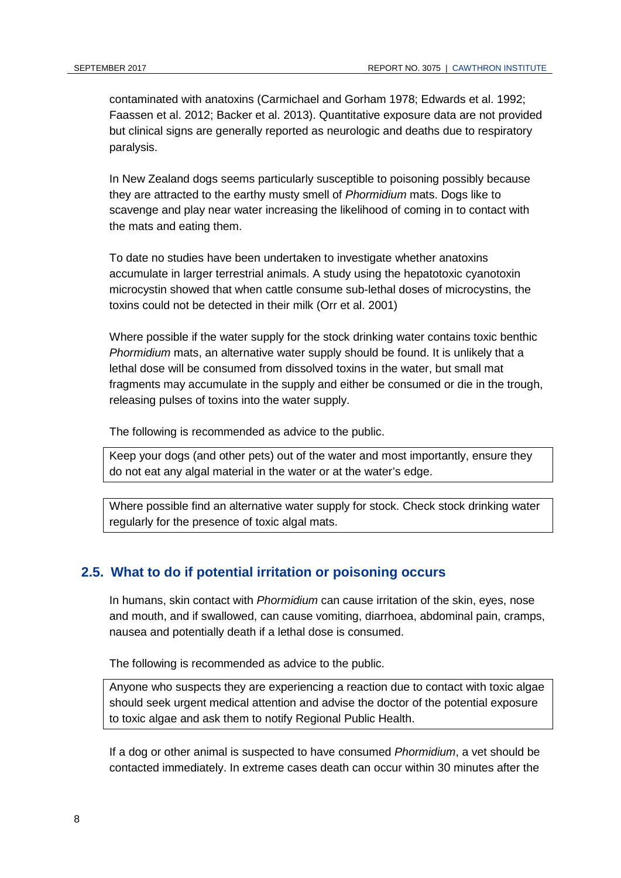contaminated with anatoxins (Carmichael and Gorham 1978; Edwards et al. 1992; Faassen et al. 2012; Backer et al. 2013). Quantitative exposure data are not provided but clinical signs are generally reported as neurologic and deaths due to respiratory paralysis.

In New Zealand dogs seems particularly susceptible to poisoning possibly because they are attracted to the earthy musty smell of *Phormidium* mats. Dogs like to scavenge and play near water increasing the likelihood of coming in to contact with the mats and eating them.

To date no studies have been undertaken to investigate whether anatoxins accumulate in larger terrestrial animals. A study using the hepatotoxic cyanotoxin microcystin showed that when cattle consume sub-lethal doses of microcystins, the toxins could not be detected in their milk (Orr et al. 2001)

Where possible if the water supply for the stock drinking water contains toxic benthic *Phormidium* mats, an alternative water supply should be found. It is unlikely that a lethal dose will be consumed from dissolved toxins in the water, but small mat fragments may accumulate in the supply and either be consumed or die in the trough, releasing pulses of toxins into the water supply.

The following is recommended as advice to the public.

> Keep your dogs (and other pets) out of the water and most importantly, ensure they do not eat any algal material in the water or at the water's edge.

> Where possible find an alternative water supply for stock. Check stock drinking water regularly for the presence of toxic algal mats.

## 2.5. What to do if potential irritation or poisoning occurs

In humans, skin contact with *Phormidium* can cause irritation of the skin, eyes, nose and mouth, and if swallowed, can cause vomiting, diarrhoea, abdominal pain, cramps, nausea and potentially death if a lethal dose is consumed.

The following is recommended as advice to the public.

> Anyone who suspects they are experiencing a reaction due to contact with toxic algae should seek urgent medical attention and advise the doctor of the potential exposure to toxic algae and ask them to notify Regional Public Health.

If a dog or other animal is suspected to have consumed *Phormidium*, a vet should be contacted immediately. In extreme cases death can occur within 30 minutes after the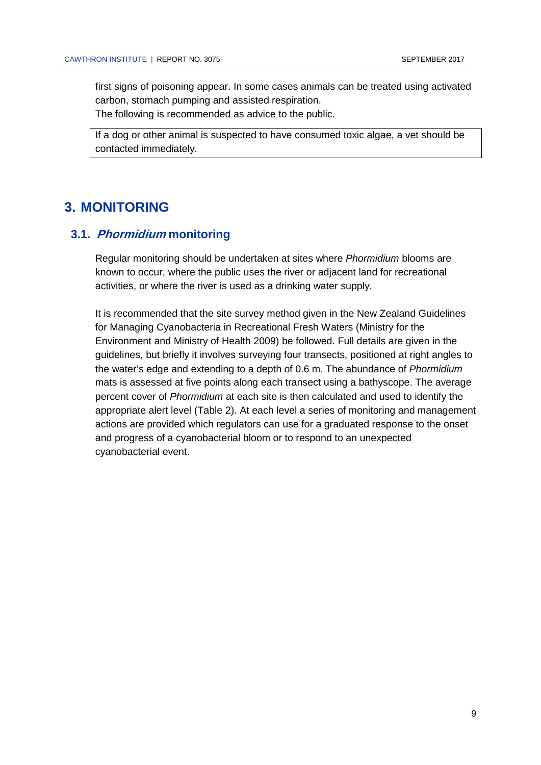first signs of poisoning appear. In some cases animals can be treated using activated carbon, stomach pumping and assisted respiration.

The following is recommended as advice to the public.

> If a dog or other animal is suspected to have consumed toxic algae, a vet should be contacted immediately.

# 3. MONITORING

## 3.1. *Phormidium* monitoring

Regular monitoring should be undertaken at sites where *Phormidium* blooms are known to occur, where the public uses the river or adjacent land for recreational activities, or where the river is used as a drinking water supply.

It is recommended that the site survey method given in the New Zealand Guidelines for Managing Cyanobacteria in Recreational Fresh Waters (Ministry for the Environment and Ministry of Health 2009) be followed. Full details are given in the guidelines, but briefly it involves surveying four transects, positioned at right angles to the water's edge and extending to a depth of 0.6 m. The abundance of *Phormidium* mats is assessed at five points along each transect using a bathyscope. The average percent cover of *Phormidium* at each site is then calculated and used to identify the appropriate alert level (Table 2). At each level a series of monitoring and management actions are provided which regulators can use for a graduated response to the onset and progress of a cyanobacterial bloom or to respond to an unexpected cyanobacterial event.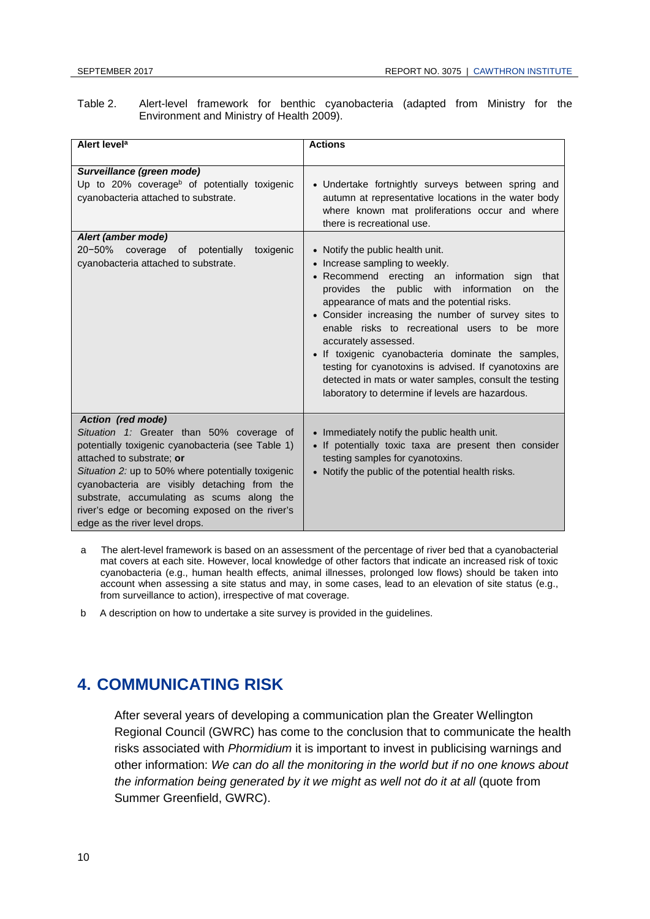Table 2. Alert-level framework for benthic cyanobacteria (adapted from Ministry for the Environment and Ministry of Health 2009).

| Alert level[a] | Actions |
|---|---|
| ***Surveillance (green mode)***<br>Up to 20% coverage[b] of potentially toxigenic cyanobacteria attached to substrate. | • Undertake fortnightly surveys between spring and autumn at representative locations in the water body where known mat proliferations occur and where there is recreational use. |
| ***Alert (amber mode)***<br>20−50% coverage of potentially toxigenic cyanobacteria attached to substrate. | • Notify the public health unit.<br>• Increase sampling to weekly.<br>• Recommend erecting an information sign that provides the public with information on the appearance of mats and the potential risks.<br>• Consider increasing the number of survey sites to enable risks to recreational users to be more accurately assessed.<br>• If toxigenic cyanobacteria dominate the samples, testing for cyanotoxins is advised. If cyanotoxins are detected in mats or water samples, consult the testing laboratory to determine if levels are hazardous. |
| ***Action (red mode)***<br>*Situation 1:* Greater than 50% coverage of potentially toxigenic cyanobacteria (see Table 1) attached to substrate; **or**<br>*Situation 2:* up to 50% where potentially toxigenic cyanobacteria are visibly detaching from the substrate, accumulating as scums along the river's edge or becoming exposed on the river's edge as the river level drops. | • Immediately notify the public health unit.<br>• If potentially toxic taxa are present then consider testing samples for cyanotoxins.<br>• Notify the public of the potential health risks. |

a The alert-level framework is based on an assessment of the percentage of river bed that a cyanobacterial mat covers at each site. However, local knowledge of other factors that indicate an increased risk of toxic cyanobacteria (e.g., human health effects, animal illnesses, prolonged low flows) should be taken into account when assessing a site status and may, in some cases, lead to an elevation of site status (e.g., from surveillance to action), irrespective of mat coverage.

b A description on how to undertake a site survey is provided in the guidelines.

## 4. COMMUNICATING RISK

After several years of developing a communication plan the Greater Wellington Regional Council (GWRC) has come to the conclusion that to communicate the health risks associated with *Phormidium* it is important to invest in publicising warnings and other information: *We can do all the monitoring in the world but if no one knows about the information being generated by it we might as well not do it at all* (quote from Summer Greenfield, GWRC).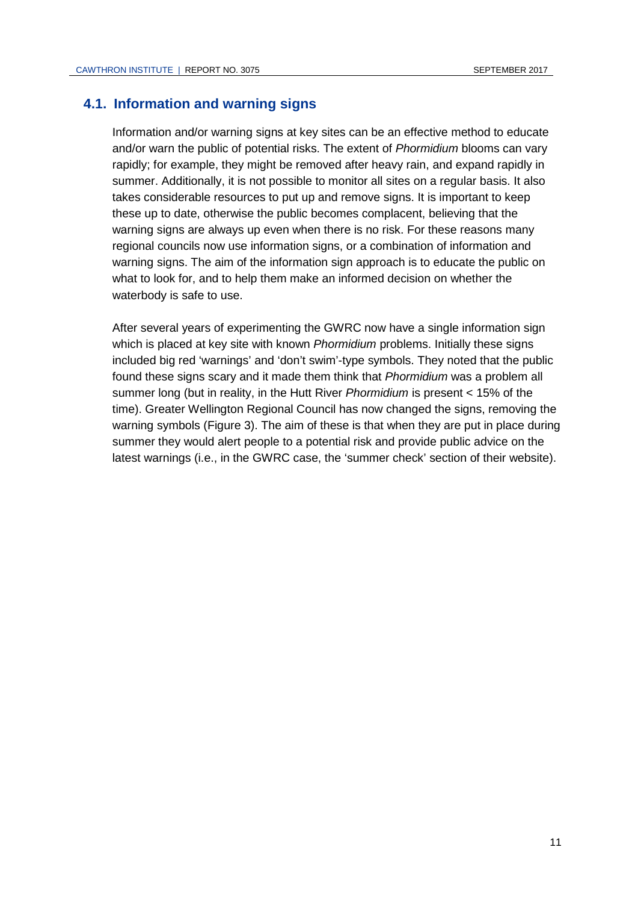## 4.1. Information and warning signs

Information and/or warning signs at key sites can be an effective method to educate and/or warn the public of potential risks. The extent of *Phormidium* blooms can vary rapidly; for example, they might be removed after heavy rain, and expand rapidly in summer. Additionally, it is not possible to monitor all sites on a regular basis. It also takes considerable resources to put up and remove signs. It is important to keep these up to date, otherwise the public becomes complacent, believing that the warning signs are always up even when there is no risk. For these reasons many regional councils now use information signs, or a combination of information and warning signs. The aim of the information sign approach is to educate the public on what to look for, and to help them make an informed decision on whether the waterbody is safe to use.

After several years of experimenting the GWRC now have a single information sign which is placed at key site with known *Phormidium* problems. Initially these signs included big red 'warnings' and 'don't swim'-type symbols. They noted that the public found these signs scary and it made them think that *Phormidium* was a problem all summer long (but in reality, in the Hutt River *Phormidium* is present < 15% of the time). Greater Wellington Regional Council has now changed the signs, removing the warning symbols (Figure 3). The aim of these is that when they are put in place during summer they would alert people to a potential risk and provide public advice on the latest warnings (i.e., in the GWRC case, the 'summer check' section of their website).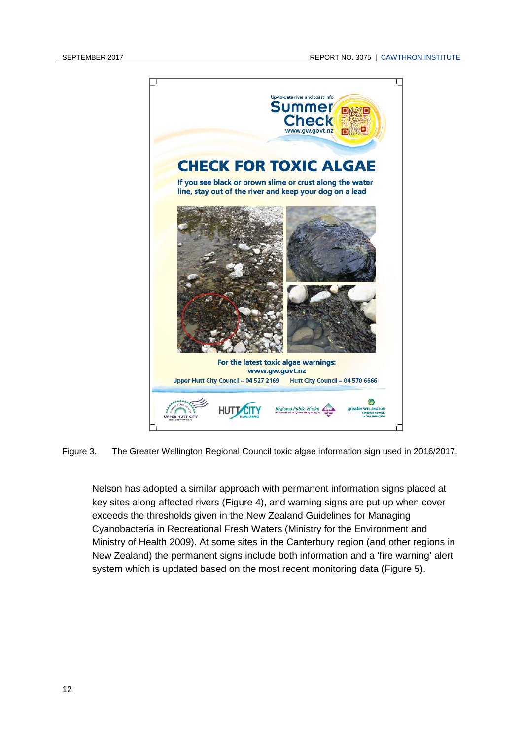Figure 3. The Greater Wellington Regional Council toxic algae information sign used in 2016/2017.

Nelson has adopted a similar approach with permanent information signs placed at key sites along affected rivers (Figure 4), and warning signs are put up when cover exceeds the thresholds given in the New Zealand Guidelines for Managing Cyanobacteria in Recreational Fresh Waters (Ministry for the Environment and Ministry of Health 2009). At some sites in the Canterbury region (and other regions in New Zealand) the permanent signs include both information and a 'fire warning' alert system which is updated based on the most recent monitoring data (Figure 5).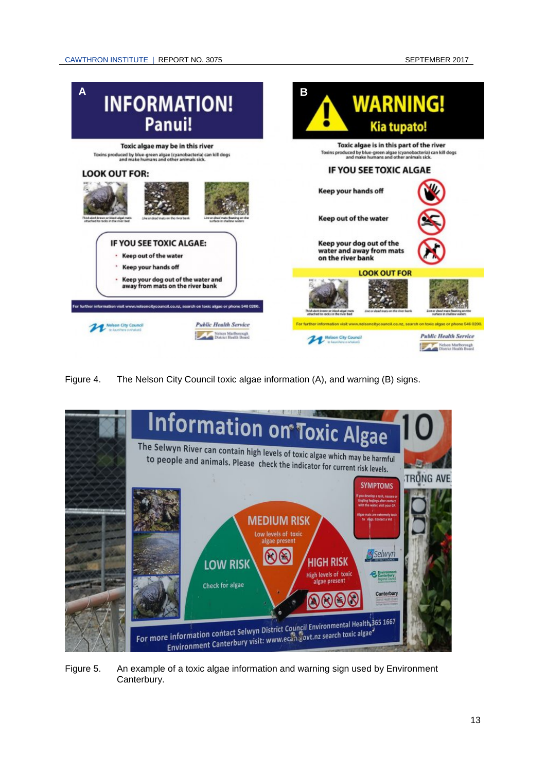Figure 4. The Nelson City Council toxic algae information (A), and warning (B) signs.

Figure 5. An example of a toxic algae information and warning sign used by Environment Canterbury.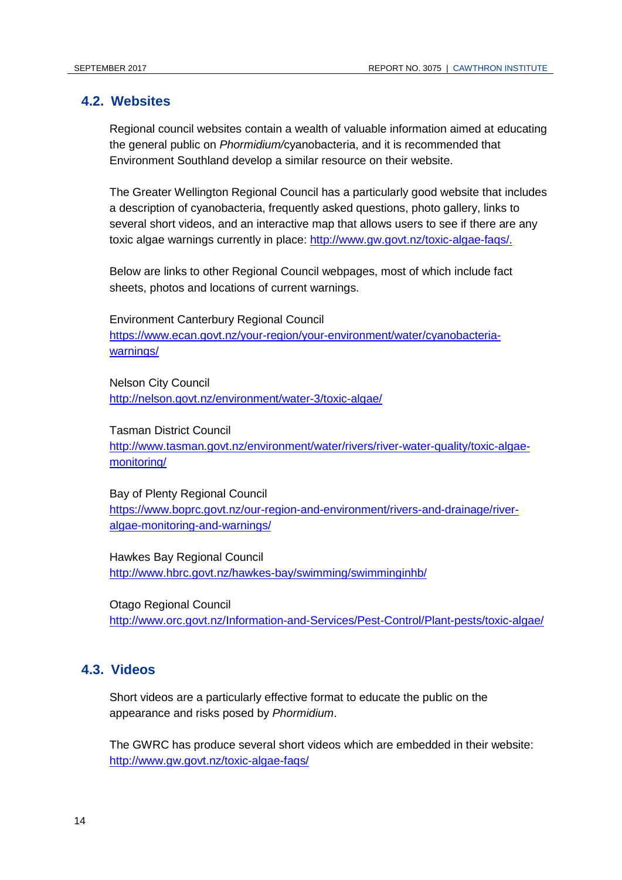## 4.2. Websites

Regional council websites contain a wealth of valuable information aimed at educating the general public on *Phormidium*/cyanobacteria, and it is recommended that Environment Southland develop a similar resource on their website.

The Greater Wellington Regional Council has a particularly good website that includes a description of cyanobacteria, frequently asked questions, photo gallery, links to several short videos, and an interactive map that allows users to see if there are any toxic algae warnings currently in place: http://www.gw.govt.nz/toxic-algae-faqs/.

Below are links to other Regional Council webpages, most of which include fact sheets, photos and locations of current warnings.

Environment Canterbury Regional Council
https://www.ecan.govt.nz/your-region/your-environment/water/cyanobacteria-warnings/

Nelson City Council
http://nelson.govt.nz/environment/water-3/toxic-algae/

Tasman District Council
http://www.tasman.govt.nz/environment/water/rivers/river-water-quality/toxic-algae-monitoring/

Bay of Plenty Regional Council
https://www.boprc.govt.nz/our-region-and-environment/rivers-and-drainage/river-algae-monitoring-and-warnings/

Hawkes Bay Regional Council
http://www.hbrc.govt.nz/hawkes-bay/swimming/swimminginhb/

Otago Regional Council
http://www.orc.govt.nz/Information-and-Services/Pest-Control/Plant-pests/toxic-algae/

## 4.3. Videos

Short videos are a particularly effective format to educate the public on the appearance and risks posed by *Phormidium*.

The GWRC has produce several short videos which are embedded in their website: http://www.gw.govt.nz/toxic-algae-faqs/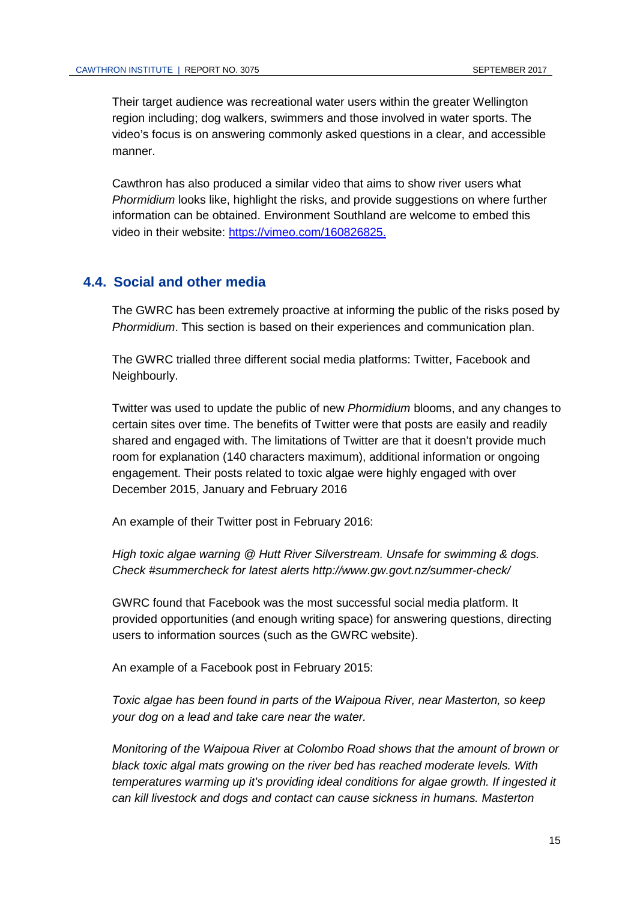Their target audience was recreational water users within the greater Wellington region including; dog walkers, swimmers and those involved in water sports. The video's focus is on answering commonly asked questions in a clear, and accessible manner.

Cawthron has also produced a similar video that aims to show river users what *Phormidium* looks like, highlight the risks, and provide suggestions on where further information can be obtained. Environment Southland are welcome to embed this video in their website: https://vimeo.com/160826825.

## 4.4. Social and other media

The GWRC has been extremely proactive at informing the public of the risks posed by *Phormidium*. This section is based on their experiences and communication plan.

The GWRC trialled three different social media platforms: Twitter, Facebook and Neighbourly.

Twitter was used to update the public of new *Phormidium* blooms, and any changes to certain sites over time. The benefits of Twitter were that posts are easily and readily shared and engaged with. The limitations of Twitter are that it doesn't provide much room for explanation (140 characters maximum), additional information or ongoing engagement. Their posts related to toxic algae were highly engaged with over December 2015, January and February 2016

An example of their Twitter post in February 2016:

*High toxic algae warning @ Hutt River Silverstream. Unsafe for swimming & dogs. Check #summercheck for latest alerts http://www.gw.govt.nz/summer-check/*

GWRC found that Facebook was the most successful social media platform. It provided opportunities (and enough writing space) for answering questions, directing users to information sources (such as the GWRC website).

An example of a Facebook post in February 2015:

*Toxic algae has been found in parts of the Waipoua River, near Masterton, so keep your dog on a lead and take care near the water.*

*Monitoring of the Waipoua River at Colombo Road shows that the amount of brown or black toxic algal mats growing on the river bed has reached moderate levels. With temperatures warming up it's providing ideal conditions for algae growth. If ingested it can kill livestock and dogs and contact can cause sickness in humans. Masterton*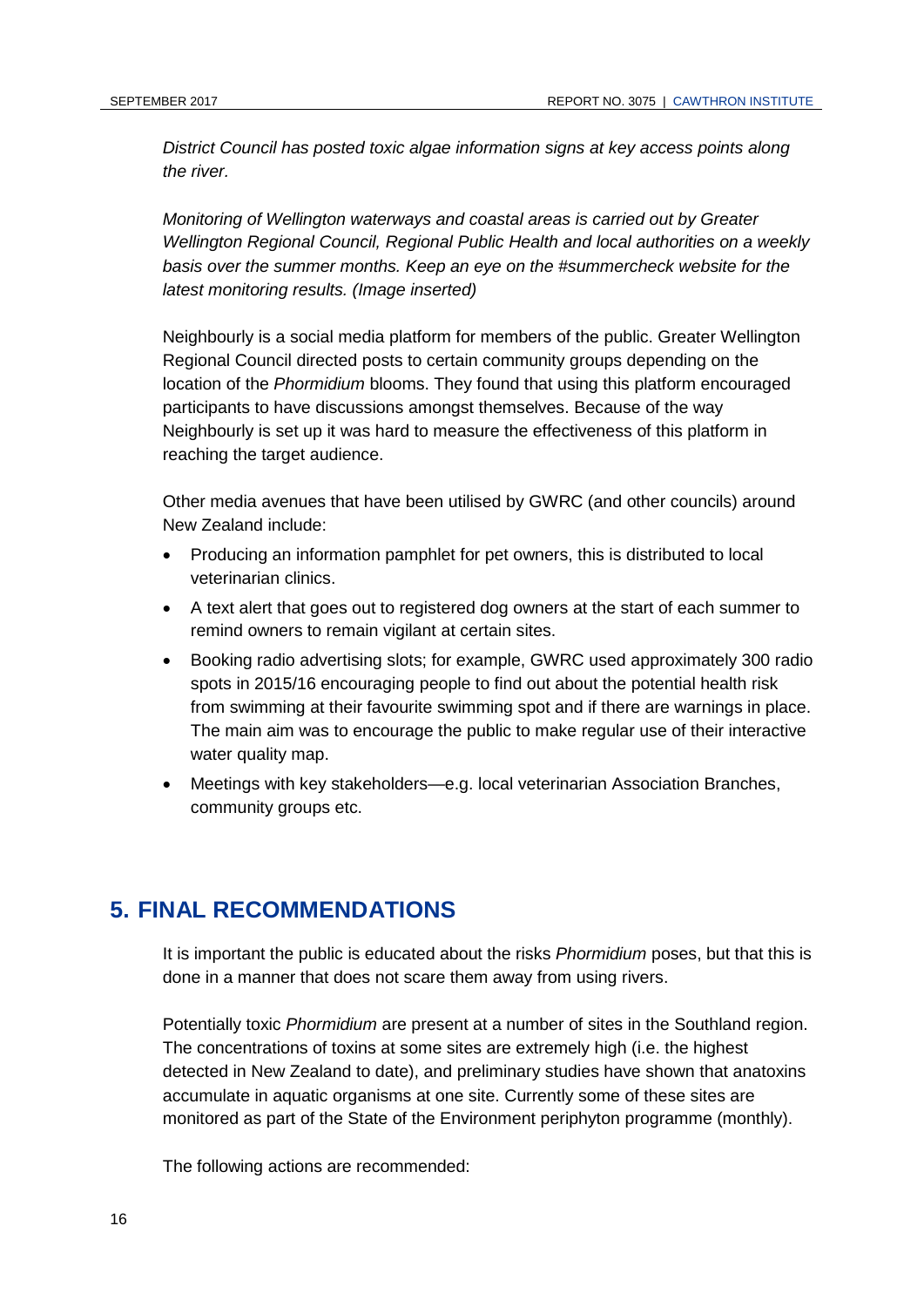*District Council has posted toxic algae information signs at key access points along the river.*

*Monitoring of Wellington waterways and coastal areas is carried out by Greater Wellington Regional Council, Regional Public Health and local authorities on a weekly basis over the summer months. Keep an eye on the #summercheck website for the latest monitoring results. (Image inserted)*

Neighbourly is a social media platform for members of the public. Greater Wellington Regional Council directed posts to certain community groups depending on the location of the *Phormidium* blooms. They found that using this platform encouraged participants to have discussions amongst themselves. Because of the way Neighbourly is set up it was hard to measure the effectiveness of this platform in reaching the target audience.

Other media avenues that have been utilised by GWRC (and other councils) around New Zealand include:

- Producing an information pamphlet for pet owners, this is distributed to local veterinarian clinics.
- A text alert that goes out to registered dog owners at the start of each summer to remind owners to remain vigilant at certain sites.
- Booking radio advertising slots; for example, GWRC used approximately 300 radio spots in 2015/16 encouraging people to find out about the potential health risk from swimming at their favourite swimming spot and if there are warnings in place. The main aim was to encourage the public to make regular use of their interactive water quality map.
- Meetings with key stakeholders—e.g. local veterinarian Association Branches, community groups etc.

## 5. FINAL RECOMMENDATIONS

It is important the public is educated about the risks *Phormidium* poses, but that this is done in a manner that does not scare them away from using rivers.

Potentially toxic *Phormidium* are present at a number of sites in the Southland region. The concentrations of toxins at some sites are extremely high (i.e. the highest detected in New Zealand to date), and preliminary studies have shown that anatoxins accumulate in aquatic organisms at one site. Currently some of these sites are monitored as part of the State of the Environment periphyton programme (monthly).

The following actions are recommended: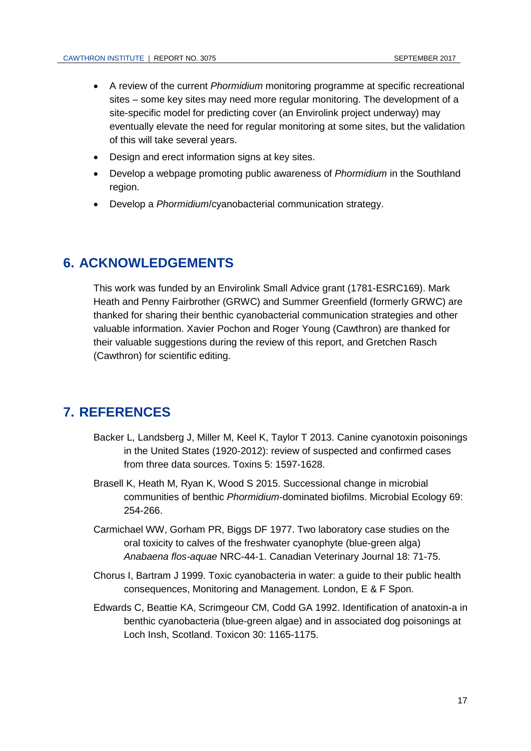- A review of the current *Phormidium* monitoring programme at specific recreational sites – some key sites may need more regular monitoring. The development of a site-specific model for predicting cover (an Envirolink project underway) may eventually elevate the need for regular monitoring at some sites, but the validation of this will take several years.
- Design and erect information signs at key sites.
- Develop a webpage promoting public awareness of *Phormidium* in the Southland region.
- Develop a *Phormidium*/cyanobacterial communication strategy.

# 6. ACKNOWLEDGEMENTS

This work was funded by an Envirolink Small Advice grant (1781-ESRC169). Mark Heath and Penny Fairbrother (GRWC) and Summer Greenfield (formerly GRWC) are thanked for sharing their benthic cyanobacterial communication strategies and other valuable information. Xavier Pochon and Roger Young (Cawthron) are thanked for their valuable suggestions during the review of this report, and Gretchen Rasch (Cawthron) for scientific editing.

# 7. REFERENCES

Backer L, Landsberg J, Miller M, Keel K, Taylor T 2013. Canine cyanotoxin poisonings in the United States (1920-2012): review of suspected and confirmed cases from three data sources. Toxins 5: 1597-1628.

Brasell K, Heath M, Ryan K, Wood S 2015. Successional change in microbial communities of benthic *Phormidium*-dominated biofilms. Microbial Ecology 69: 254-266.

Carmichael WW, Gorham PR, Biggs DF 1977. Two laboratory case studies on the oral toxicity to calves of the freshwater cyanophyte (blue-green alga) *Anabaena flos-aquae* NRC-44-1. Canadian Veterinary Journal 18: 71-75.

Chorus I, Bartram J 1999. Toxic cyanobacteria in water: a guide to their public health consequences, Monitoring and Management. London, E & F Spon.

Edwards C, Beattie KA, Scrimgeour CM, Codd GA 1992. Identification of anatoxin-a in benthic cyanobacteria (blue-green algae) and in associated dog poisonings at Loch Insh, Scotland. Toxicon 30: 1165-1175.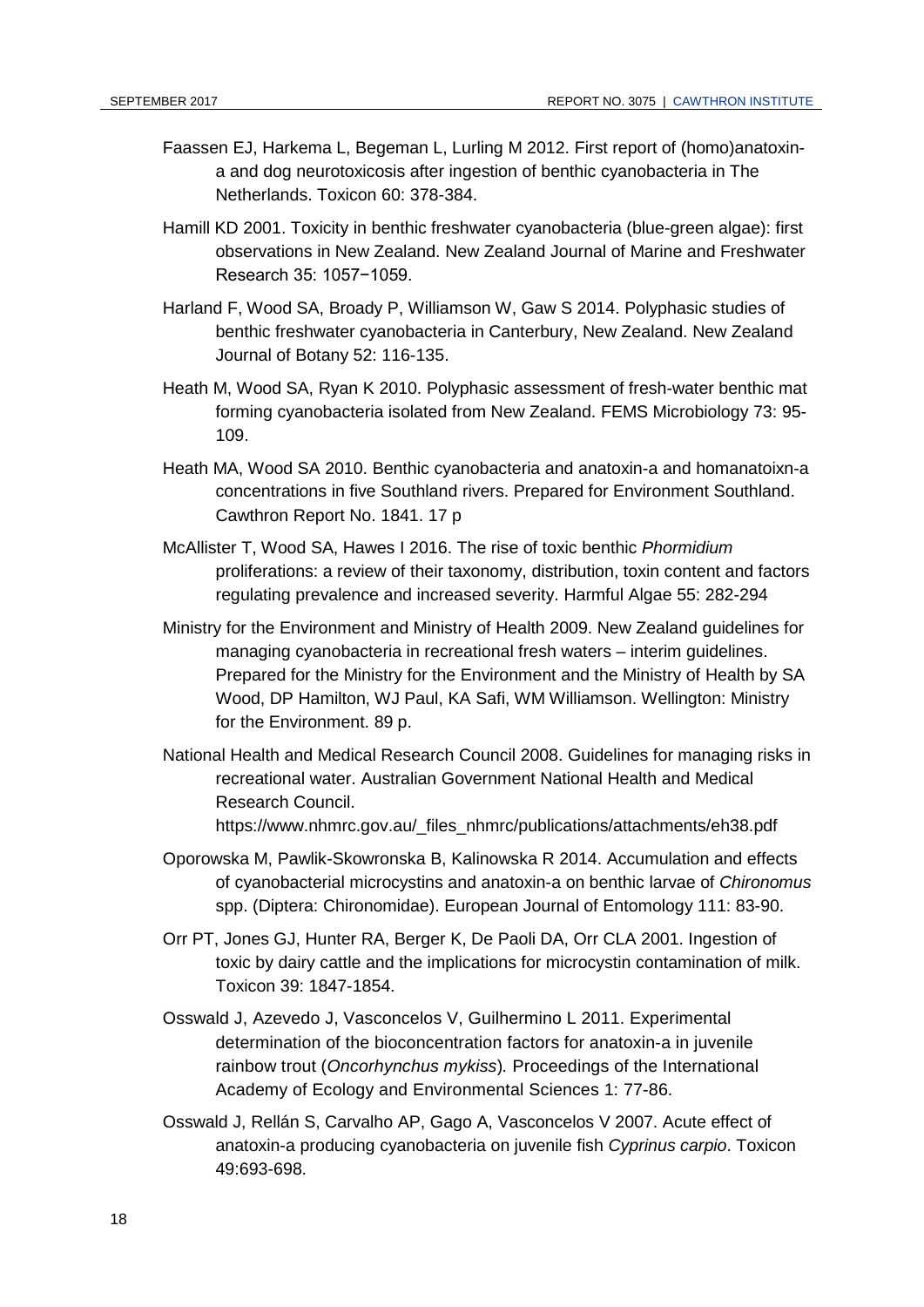Faassen EJ, Harkema L, Begeman L, Lurling M 2012. First report of (homo)anatoxin-a and dog neurotoxicosis after ingestion of benthic cyanobacteria in The Netherlands. Toxicon 60: 378-384.

Hamill KD 2001. Toxicity in benthic freshwater cyanobacteria (blue-green algae): first observations in New Zealand. New Zealand Journal of Marine and Freshwater Research 35: 1057−1059.

Harland F, Wood SA, Broady P, Williamson W, Gaw S 2014. Polyphasic studies of benthic freshwater cyanobacteria in Canterbury, New Zealand. New Zealand Journal of Botany 52: 116-135.

Heath M, Wood SA, Ryan K 2010. Polyphasic assessment of fresh-water benthic mat forming cyanobacteria isolated from New Zealand. FEMS Microbiology 73: 95-109.

Heath MA, Wood SA 2010. Benthic cyanobacteria and anatoxin-a and homanatoixn-a concentrations in five Southland rivers. Prepared for Environment Southland. Cawthron Report No. 1841. 17 p

McAllister T, Wood SA, Hawes I 2016. The rise of toxic benthic *Phormidium* proliferations: a review of their taxonomy, distribution, toxin content and factors regulating prevalence and increased severity. Harmful Algae 55: 282-294

Ministry for the Environment and Ministry of Health 2009. New Zealand guidelines for managing cyanobacteria in recreational fresh waters – interim guidelines. Prepared for the Ministry for the Environment and the Ministry of Health by SA Wood, DP Hamilton, WJ Paul, KA Safi, WM Williamson. Wellington: Ministry for the Environment. 89 p.

National Health and Medical Research Council 2008. Guidelines for managing risks in recreational water. Australian Government National Health and Medical Research Council. https://www.nhmrc.gov.au/_files_nhmrc/publications/attachments/eh38.pdf

Oporowska M, Pawlik-Skowronska B, Kalinowska R 2014. Accumulation and effects of cyanobacterial microcystins and anatoxin-a on benthic larvae of *Chironomus* spp. (Diptera: Chironomidae). European Journal of Entomology 111: 83-90.

Orr PT, Jones GJ, Hunter RA, Berger K, De Paoli DA, Orr CLA 2001. Ingestion of toxic by dairy cattle and the implications for microcystin contamination of milk. Toxicon 39: 1847-1854.

Osswald J, Azevedo J, Vasconcelos V, Guilhermino L 2011. Experimental determination of the bioconcentration factors for anatoxin-a in juvenile rainbow trout (*Oncorhynchus mykiss*). Proceedings of the International Academy of Ecology and Environmental Sciences 1: 77-86.

Osswald J, Rellán S, Carvalho AP, Gago A, Vasconcelos V 2007. Acute effect of anatoxin-a producing cyanobacteria on juvenile fish *Cyprinus carpio*. Toxicon 49:693-698.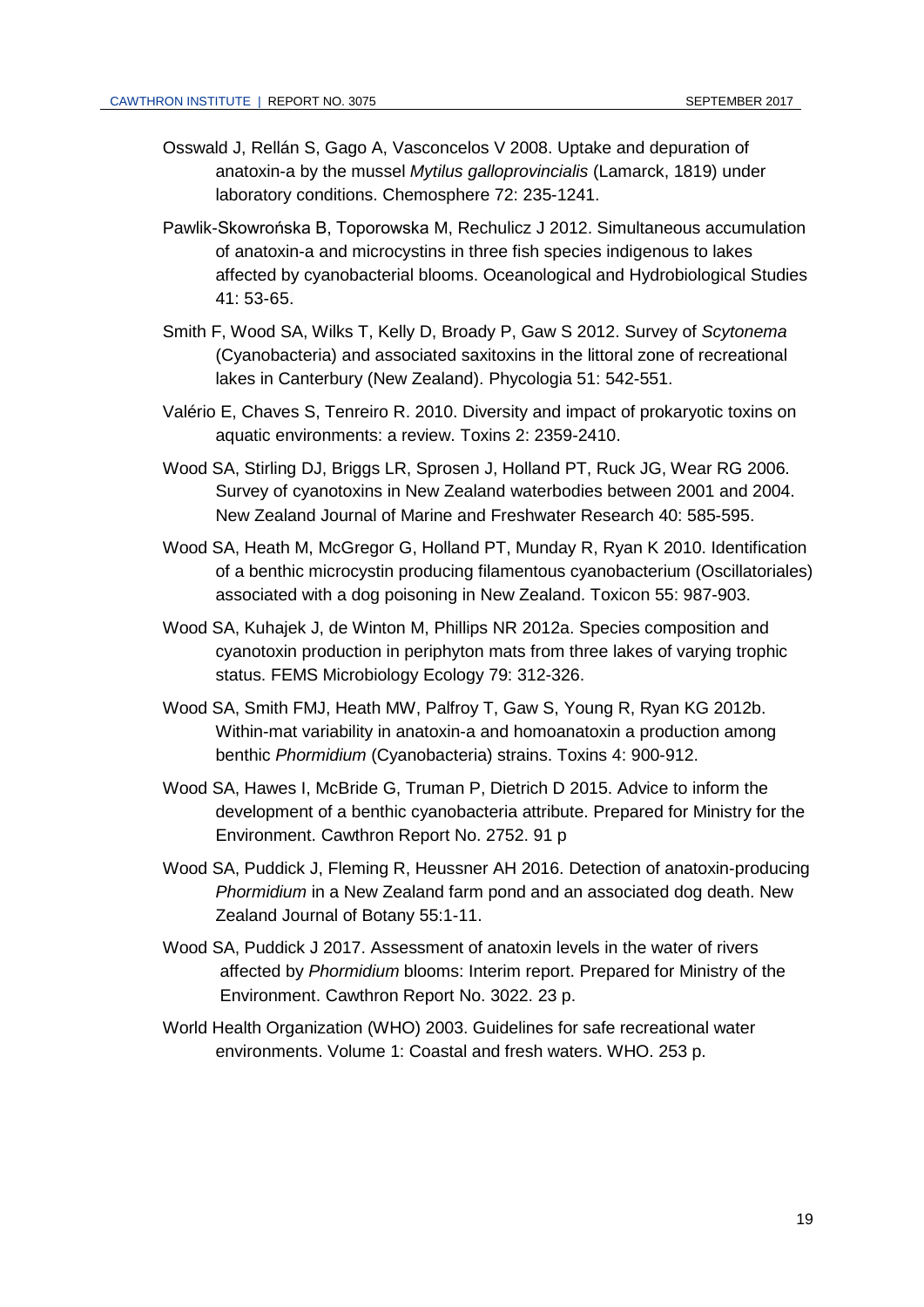Osswald J, Rellán S, Gago A, Vasconcelos V 2008. Uptake and depuration of anatoxin-a by the mussel *Mytilus galloprovincialis* (Lamarck, 1819) under laboratory conditions. Chemosphere 72: 235-1241.

Pawlik-Skowrońska B, Toporowska M, Rechulicz J 2012. Simultaneous accumulation of anatoxin-a and microcystins in three fish species indigenous to lakes affected by cyanobacterial blooms. Oceanological and Hydrobiological Studies 41: 53-65.

Smith F, Wood SA, Wilks T, Kelly D, Broady P, Gaw S 2012. Survey of *Scytonema* (Cyanobacteria) and associated saxitoxins in the littoral zone of recreational lakes in Canterbury (New Zealand). Phycologia 51: 542-551.

Valério E, Chaves S, Tenreiro R. 2010. Diversity and impact of prokaryotic toxins on aquatic environments: a review. Toxins 2: 2359-2410.

Wood SA, Stirling DJ, Briggs LR, Sprosen J, Holland PT, Ruck JG, Wear RG 2006. Survey of cyanotoxins in New Zealand waterbodies between 2001 and 2004. New Zealand Journal of Marine and Freshwater Research 40: 585-595.

Wood SA, Heath M, McGregor G, Holland PT, Munday R, Ryan K 2010. Identification of a benthic microcystin producing filamentous cyanobacterium (Oscillatoriales) associated with a dog poisoning in New Zealand. Toxicon 55: 987-903.

Wood SA, Kuhajek J, de Winton M, Phillips NR 2012a. Species composition and cyanotoxin production in periphyton mats from three lakes of varying trophic status. FEMS Microbiology Ecology 79: 312-326.

Wood SA, Smith FMJ, Heath MW, Palfroy T, Gaw S, Young R, Ryan KG 2012b. Within-mat variability in anatoxin-a and homoanatoxin a production among benthic *Phormidium* (Cyanobacteria) strains. Toxins 4: 900-912.

Wood SA, Hawes I, McBride G, Truman P, Dietrich D 2015. Advice to inform the development of a benthic cyanobacteria attribute. Prepared for Ministry for the Environment. Cawthron Report No. 2752. 91 p

Wood SA, Puddick J, Fleming R, Heussner AH 2016. Detection of anatoxin-producing *Phormidium* in a New Zealand farm pond and an associated dog death. New Zealand Journal of Botany 55:1-11.

Wood SA, Puddick J 2017. Assessment of anatoxin levels in the water of rivers affected by *Phormidium* blooms: Interim report. Prepared for Ministry of the Environment. Cawthron Report No. 3022. 23 p.

World Health Organization (WHO) 2003. Guidelines for safe recreational water environments. Volume 1: Coastal and fresh waters. WHO. 253 p.